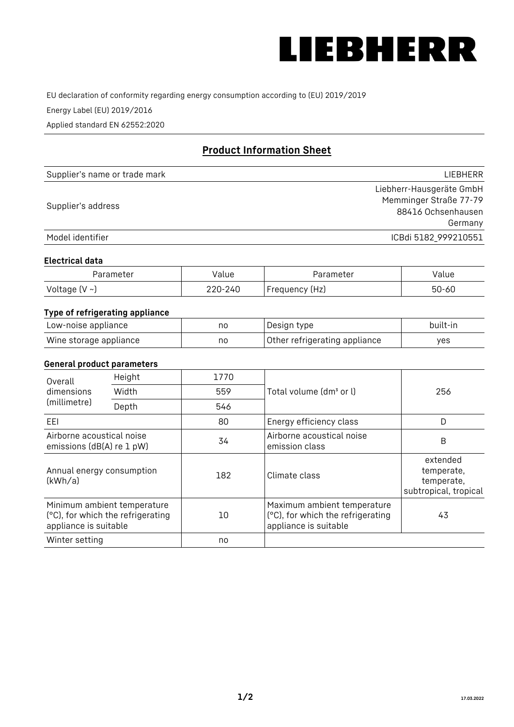# LIEBHERR

EU declaration of conformity regarding energy consumption according to (EU) 2019/2019

Energy Label (EU) 2019/2016

Applied standard EN 62552:2020

## Product Information Sheet

| | |
|---|---|
| Supplier's name or trade mark | LIEBHERR |
| Supplier's address | Liebherr-Hausgeräte GmbH<br>Memminger Straße 77-79<br>88416 Ochsenhausen<br>Germany |
| Model identifier | ICBdi 5182_999210551 |

### Electrical data

| Parameter | Value | Parameter | Value |
|---|---|---|---|
| Voltage (V ~) | 220-240 | Frequency (Hz) | 50-60 |

### Type of refrigerating appliance

| | | | |
|---|---|---|---|
| Low-noise appliance | no | Design type | built-in |
| Wine storage appliance | no | Other refrigerating appliance | yes |

### General product parameters

| | | | | |
|---|---|---|---|---|
| Overall dimensions (millimetre) | Height | 1770 | Total volume (dm³ or l) | 256 |
| | Width | 559 | | |
| | Depth | 546 | | |
| EEI | | 80 | Energy efficiency class | D |
| Airborne acoustical noise emissions (dB(A) re 1 pW) | | 34 | Airborne acoustical noise emission class | B |
| Annual energy consumption (kWh/a) | | 182 | Climate class | extended temperate, temperate, subtropical, tropical |
| Minimum ambient temperature (°C), for which the refrigerating appliance is suitable | | 10 | Maximum ambient temperature (°C), for which the refrigerating appliance is suitable | 43 |
| Winter setting | | no | | |

17.03.2022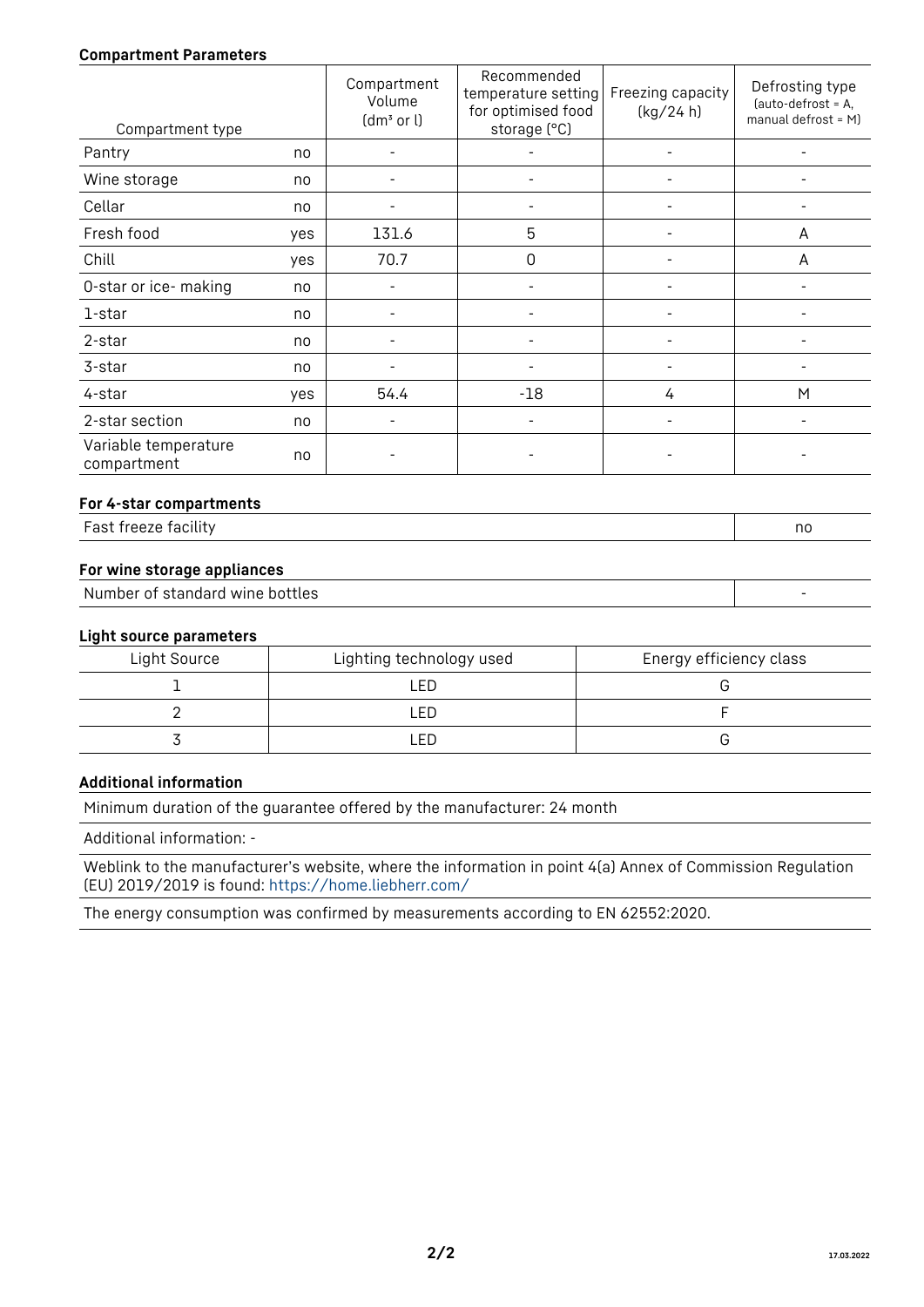**Compartment Parameters**

| Compartment type | | Compartment Volume (dm³ or l) | Recommended temperature setting for optimised food storage (°C) | Freezing capacity (kg/24 h) | Defrosting type (auto-defrost = A, manual defrost = M) |
|---|---|---|---|---|---|
| Pantry | no | - | - | - | - |
| Wine storage | no | - | - | - | - |
| Cellar | no | - | - | - | - |
| Fresh food | yes | 131.6 | 5 | - | A |
| Chill | yes | 70.7 | 0 | - | A |
| 0-star or ice- making | no | - | - | - | - |
| 1-star | no | - | - | - | - |
| 2-star | no | - | - | - | - |
| 3-star | no | - | - | - | - |
| 4-star | yes | 54.4 | -18 | 4 | M |
| 2-star section | no | - | - | - | - |
| Variable temperature compartment | no | - | - | - | - |

**For 4-star compartments**

| | |
|---|---|
| Fast freeze facility | no |

**For wine storage appliances**

| | |
|---|---|
| Number of standard wine bottles | - |

**Light source parameters**

| Light Source | Lighting technology used | Energy efficiency class |
|---|---|---|
| 1 | LED | G |
| 2 | LED | F |
| 3 | LED | G |

**Additional information**

Minimum duration of the guarantee offered by the manufacturer: 24 month

Additional information: -

Weblink to the manufacturer's website, where the information in point 4(a) Annex of Commission Regulation (EU) 2019/2019 is found: https://home.liebherr.com/

The energy consumption was confirmed by measurements according to EN 62552:2020.

17.03.2022